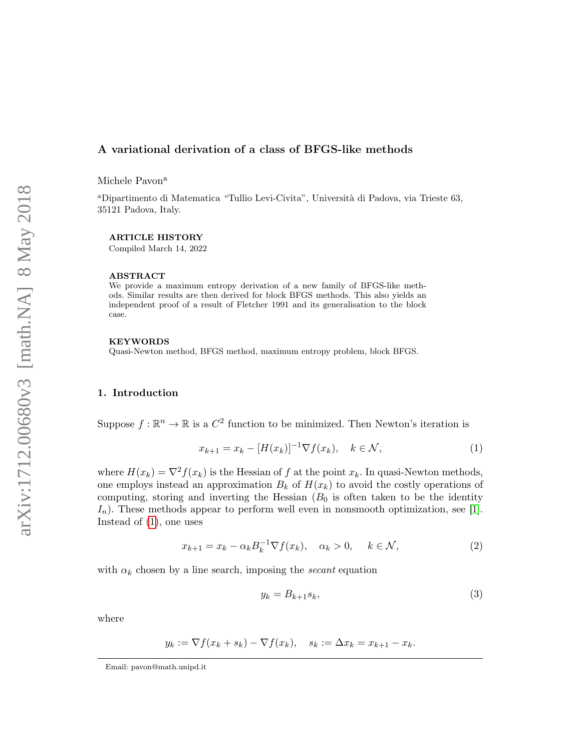# A variational derivation of a class of BFGS-like methods

Michele Pavon[a]

[a]Dipartimento di Matematica "Tullio Levi-Civita", Università di Padova, via Trieste 63, 35121 Padova, Italy.

**ARTICLE HISTORY**
Compiled March 14, 2022

**ABSTRACT**
We provide a maximum entropy derivation of a new family of BFGS-like methods. Similar results are then derived for block BFGS methods. This also yields an independent proof of a result of Fletcher 1991 and its generalisation to the block case.

**KEYWORDS**
Quasi-Newton method, BFGS method, maximum entropy problem, block BFGS.

## 1. Introduction

Suppose $f : \mathbb{R}^n \to \mathbb{R}$ is a $C^2$ function to be minimized. Then Newton's iteration is

$$x_{k+1} = x_k - [H(x_k)]^{-1}\nabla f(x_k), \quad k \in \mathcal{N}, \tag{1}$$

where $H(x_k) = \nabla^2 f(x_k)$ is the Hessian of $f$ at the point $x_k$. In quasi-Newton methods, one employs instead an approximation $B_k$ of $H(x_k)$ to avoid the costly operations of computing, storing and inverting the Hessian ($B_0$ is often taken to be the identity $I_n$). These methods appear to perform well even in nonsmooth optimization, see [1]. Instead of (1), one uses

$$x_{k+1} = x_k - \alpha_k B_k^{-1}\nabla f(x_k), \quad \alpha_k > 0, \quad k \in \mathcal{N}, \tag{2}$$

with $\alpha_k$ chosen by a line search, imposing the *secant* equation

$$y_k = B_{k+1}s_k, \tag{3}$$

where

$$y_k := \nabla f(x_k + s_k) - \nabla f(x_k), \quad s_k := \Delta x_k = x_{k+1} - x_k.$$

Email: pavon@math.unipd.it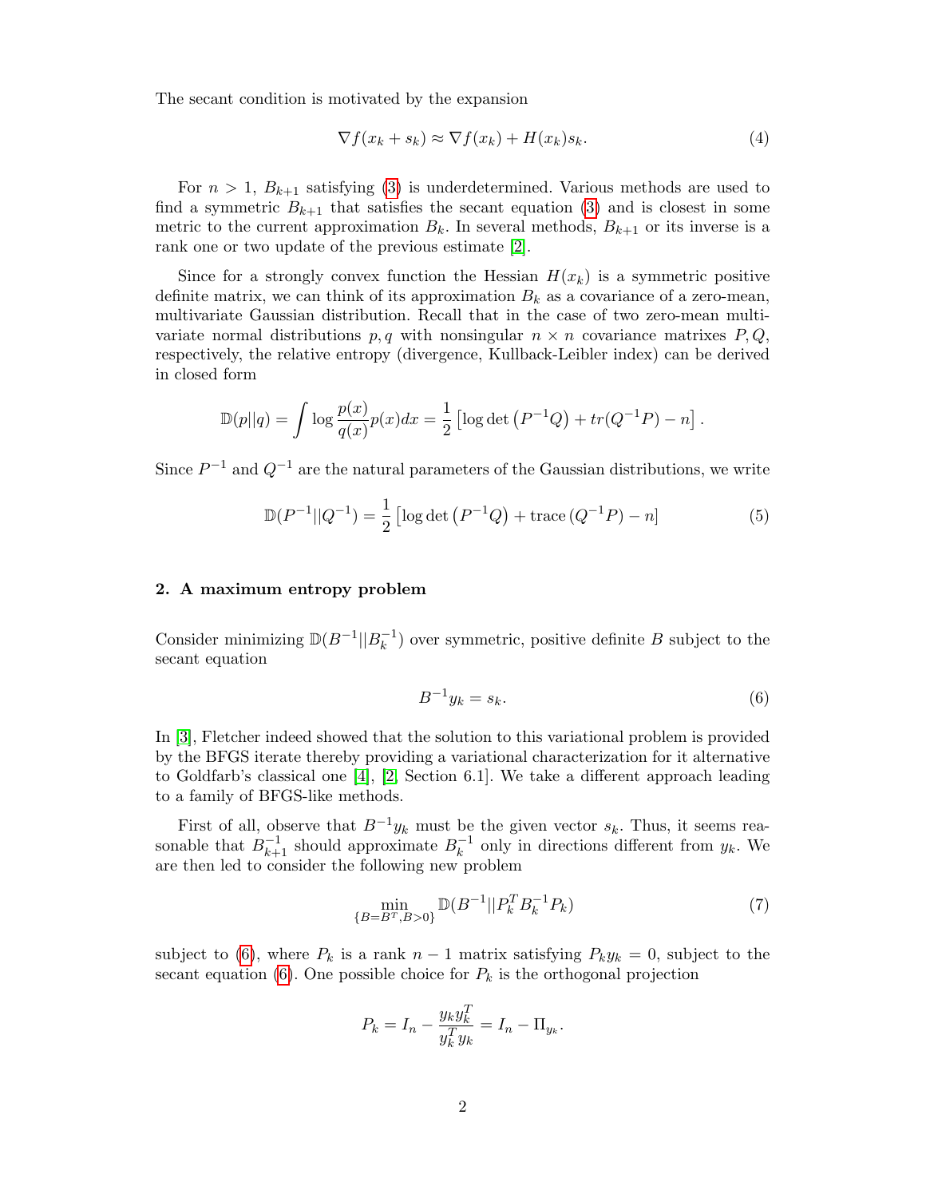The secant condition is motivated by the expansion

$$\nabla f(x_k + s_k) \approx \nabla f(x_k) + H(x_k)s_k. \tag{4}$$

For $n > 1$, $B_{k+1}$ satisfying (3) is underdetermined. Various methods are used to find a symmetric $B_{k+1}$ that satisfies the secant equation (3) and is closest in some metric to the current approximation $B_k$. In several methods, $B_{k+1}$ or its inverse is a rank one or two update of the previous estimate [2].

Since for a strongly convex function the Hessian $H(x_k)$ is a symmetric positive definite matrix, we can think of its approximation $B_k$ as a covariance of a zero-mean, multivariate Gaussian distribution. Recall that in the case of two zero-mean multivariate normal distributions $p, q$ with nonsingular $n \times n$ covariance matrixes $P, Q$, respectively, the relative entropy (divergence, Kullback-Leibler index) can be derived in closed form

$$\mathbb{D}(p||q) = \int \log \frac{p(x)}{q(x)} p(x) dx = \frac{1}{2}\left[\log \det \left(P^{-1}Q\right) + tr(Q^{-1}P) - n\right].$$

Since $P^{-1}$ and $Q^{-1}$ are the natural parameters of the Gaussian distributions, we write

$$\mathbb{D}(P^{-1}||Q^{-1}) = \frac{1}{2}\left[\log \det \left(P^{-1}Q\right) + \operatorname{trace}\left(Q^{-1}P\right) - n\right] \tag{5}$$

## 2. A maximum entropy problem

Consider minimizing $\mathbb{D}(B^{-1}||B_k^{-1})$ over symmetric, positive definite $B$ subject to the secant equation

$$B^{-1}y_k = s_k. \tag{6}$$

In [3], Fletcher indeed showed that the solution to this variational problem is provided by the BFGS iterate thereby providing a variational characterization for it alternative to Goldfarb's classical one [4], [2, Section 6.1]. We take a different approach leading to a family of BFGS-like methods.

First of all, observe that $B^{-1}y_k$ must be the given vector $s_k$. Thus, it seems reasonable that $B_{k+1}^{-1}$ should approximate $B_k^{-1}$ only in directions different from $y_k$. We are then led to consider the following new problem

$$\min_{\{B=B^T, B>0\}} \mathbb{D}(B^{-1}||P_k^T B_k^{-1} P_k) \tag{7}$$

subject to (6), where $P_k$ is a rank $n-1$ matrix satisfying $P_k y_k = 0$, subject to the secant equation (6). One possible choice for $P_k$ is the orthogonal projection

$$P_k = I_n - \frac{y_k y_k^T}{y_k^T y_k} = I_n - \Pi_{y_k}.$$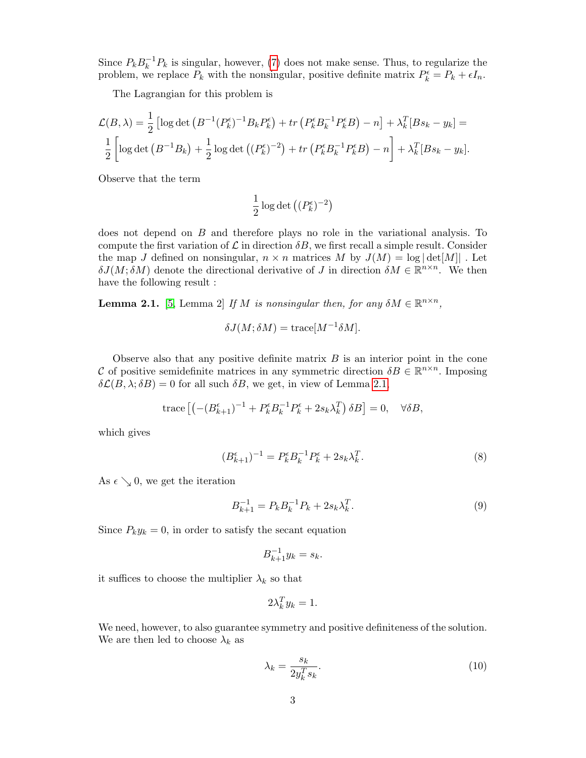Since $P_k B_k^{-1} P_k$ is singular, however, (7) does not make sense. Thus, to regularize the problem, we replace $P_k$ with the nonsingular, positive definite matrix $P_k^\epsilon = P_k + \epsilon I_n$.

The Lagrangian for this problem is

$$\mathcal{L}(B, \lambda) = \frac{1}{2}\left[\log\det\left(B^{-1}(P_k^\epsilon)^{-1} B_k P_k^\epsilon\right) + tr\left(P_k^\epsilon B_k^{-1} P_k^\epsilon B\right) - n\right] + \lambda_k^T [B s_k - y_k] =$$

$$\frac{1}{2}\left[\log\det\left(B^{-1} B_k\right) + \frac{1}{2}\log\det\left((P_k^\epsilon)^{-2}\right) + tr\left(P_k^\epsilon B_k^{-1} P_k^\epsilon B\right) - n\right] + \lambda_k^T [B s_k - y_k].$$

Observe that the term

$$\frac{1}{2}\log\det\left((P_k^\epsilon)^{-2}\right)$$

does not depend on $B$ and therefore plays no role in the variational analysis. To compute the first variation of $\mathcal{L}$ in direction $\delta B$, we first recall a simple result. Consider the map $J$ defined on nonsingular, $n \times n$ matrices $M$ by $J(M) = \log|\det[M]|$ . Let $\delta J(M; \delta M)$ denote the directional derivative of $J$ in direction $\delta M \in \mathbb{R}^{n\times n}$. We then have the following result :

**Lemma 2.1.** [5, Lemma 2] *If $M$ is nonsingular then, for any $\delta M \in \mathbb{R}^{n\times n}$,*

$$\delta J(M; \delta M) = \mathrm{trace}[M^{-1}\delta M].$$

Observe also that any positive definite matrix $B$ is an interior point in the cone $\mathcal{C}$ of positive semidefinite matrices in any symmetric direction $\delta B \in \mathbb{R}^{n\times n}$. Imposing $\delta\mathcal{L}(B, \lambda; \delta B) = 0$ for all such $\delta B$, we get, in view of Lemma 2.1,

$$\mathrm{trace}\left[\left(-(B_{k+1}^\epsilon)^{-1} + P_k^\epsilon B_k^{-1} P_k^\epsilon + 2 s_k \lambda_k^T\right)\delta B\right] = 0, \quad \forall \delta B,$$

which gives

$$(B_{k+1}^\epsilon)^{-1} = P_k^\epsilon B_k^{-1} P_k^\epsilon + 2 s_k \lambda_k^T. \tag{8}$$

As $\epsilon \searrow 0$, we get the iteration

$$B_{k+1}^{-1} = P_k B_k^{-1} P_k + 2 s_k \lambda_k^T. \tag{9}$$

Since $P_k y_k = 0$, in order to satisfy the secant equation

$$B_{k+1}^{-1} y_k = s_k.$$

it suffices to choose the multiplier $\lambda_k$ so that

$$2\lambda_k^T y_k = 1.$$

We need, however, to also guarantee symmetry and positive definiteness of the solution. We are then led to choose $\lambda_k$ as

$$\lambda_k = \frac{s_k}{2 y_k^T s_k}. \tag{10}$$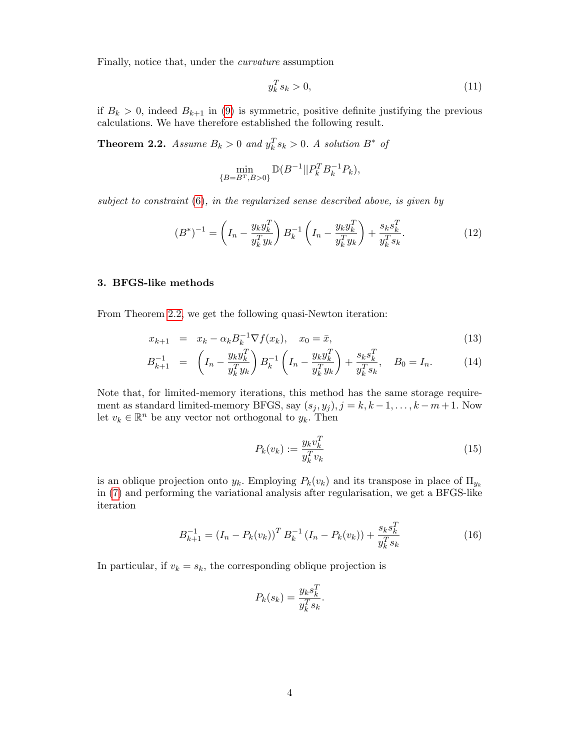Finally, notice that, under the *curvature* assumption

$$y_k^T s_k > 0, \tag{11}$$

if $B_k > 0$, indeed $B_{k+1}$ in (9) is symmetric, positive definite justifying the previous calculations. We have therefore established the following result.

**Theorem 2.2.** *Assume $B_k > 0$ and $y_k^T s_k > 0$. A solution $B^*$ of*

$$\min_{\{B=B^T, B>0\}} \mathbb{D}(B^{-1} || P_k^T B_k^{-1} P_k),$$

*subject to constraint (6), in the regularized sense described above, is given by*

$$(B^*)^{-1} = \left(I_n - \frac{y_k y_k^T}{y_k^T y_k}\right) B_k^{-1} \left(I_n - \frac{y_k y_k^T}{y_k^T y_k}\right) + \frac{s_k s_k^T}{y_k^T s_k}. \tag{12}$$

## 3. BFGS-like methods

From Theorem 2.2, we get the following quasi-Newton iteration:

$$x_{k+1} = x_k - \alpha_k B_k^{-1} \nabla f(x_k), \quad x_0 = \bar{x}, \tag{13}$$

$$B_{k+1}^{-1} = \left(I_n - \frac{y_k y_k^T}{y_k^T y_k}\right) B_k^{-1} \left(I_n - \frac{y_k y_k^T}{y_k^T y_k}\right) + \frac{s_k s_k^T}{y_k^T s_k}, \quad B_0 = I_n. \tag{14}$$

Note that, for limited-memory iterations, this method has the same storage requirement as standard limited-memory BFGS, say $(s_j, y_j), j = k, k-1, \ldots, k-m+1$. Now let $v_k \in \mathbb{R}^n$ be any vector not orthogonal to $y_k$. Then

$$P_k(v_k) := \frac{y_k v_k^T}{y_k^T v_k} \tag{15}$$

is an oblique projection onto $y_k$. Employing $P_k(v_k)$ and its transpose in place of $\Pi_{y_k}$ in (7) and performing the variational analysis after regularisation, we get a BFGS-like iteration

$$B_{k+1}^{-1} = \left(I_n - P_k(v_k)\right)^T B_k^{-1} \left(I_n - P_k(v_k)\right) + \frac{s_k s_k^T}{y_k^T s_k} \tag{16}$$

In particular, if $v_k = s_k$, the corresponding oblique projection is

$$P_k(s_k) = \frac{y_k s_k^T}{y_k^T s_k}.$$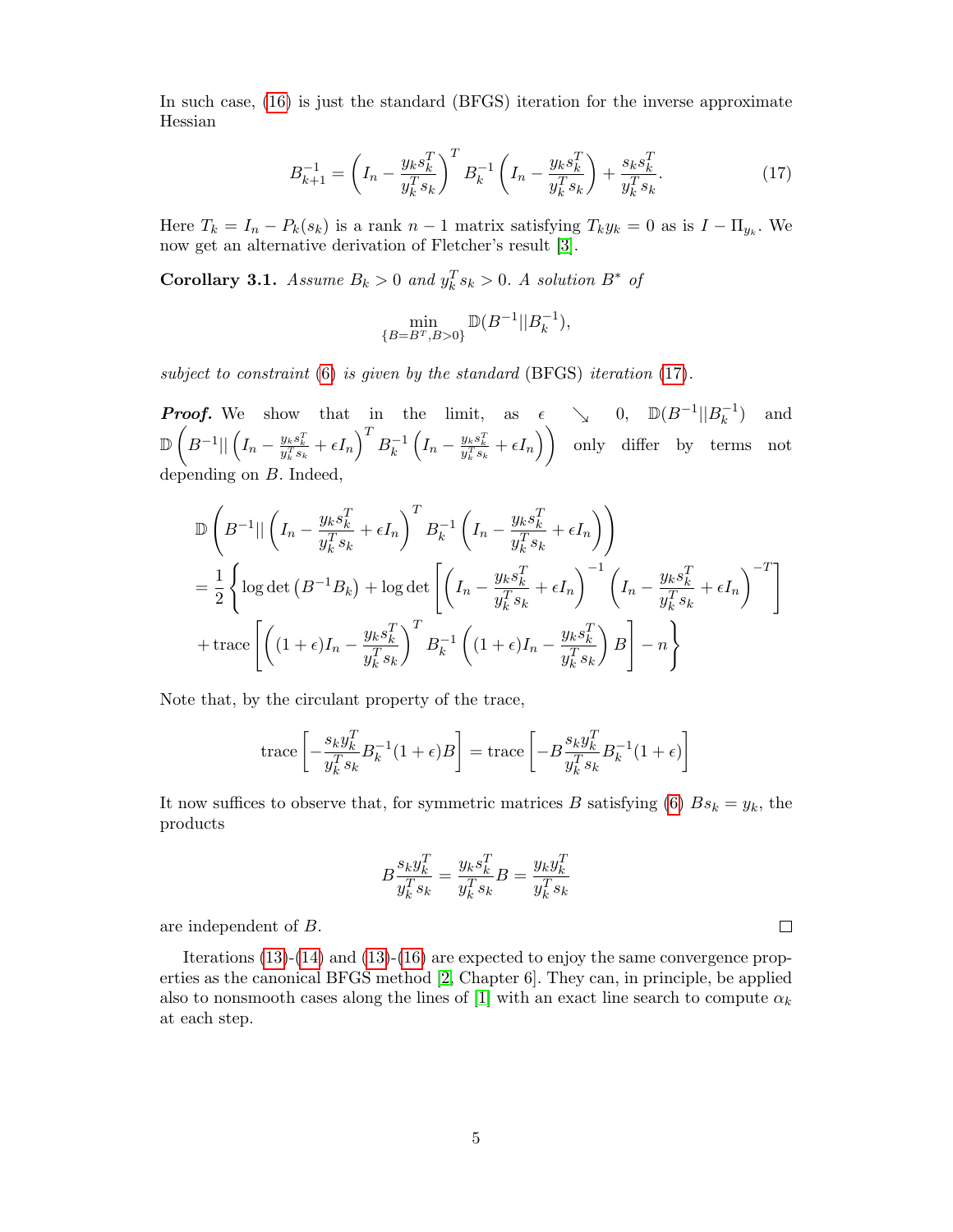In such case, (16) is just the standard (BFGS) iteration for the inverse approximate Hessian

$$B_{k+1}^{-1} = \left(I_n - \frac{y_k s_k^T}{y_k^T s_k}\right)^T B_k^{-1} \left(I_n - \frac{y_k s_k^T}{y_k^T s_k}\right) + \frac{s_k s_k^T}{y_k^T s_k}. \tag{17}$$

Here $T_k = I_n - P_k(s_k)$ is a rank $n-1$ matrix satisfying $T_k y_k = 0$ as is $I - \Pi_{y_k}$. We now get an alternative derivation of Fletcher's result [3].

**Corollary 3.1.** *Assume $B_k > 0$ and $y_k^T s_k > 0$. A solution $B^*$ of*

$$\min_{\{B=B^T, B>0\}} \mathbb{D}(B^{-1} || B_k^{-1}),$$

*subject to constraint (6) is given by the standard (BFGS) iteration (17).*

***Proof.*** We show that in the limit, as $\epsilon \searrow 0$, $\mathbb{D}(B^{-1}||B_k^{-1})$ and $\mathbb{D}\left(B^{-1}|| \left(I_n - \frac{y_k s_k^T}{y_k^T s_k} + \epsilon I_n\right)^T B_k^{-1} \left(I_n - \frac{y_k s_k^T}{y_k^T s_k} + \epsilon I_n\right)\right)$ only differ by terms not depending on $B$. Indeed,

$$\begin{aligned}
&\mathbb{D}\left(B^{-1}|| \left(I_n - \frac{y_k s_k^T}{y_k^T s_k} + \epsilon I_n\right)^T B_k^{-1} \left(I_n - \frac{y_k s_k^T}{y_k^T s_k} + \epsilon I_n\right)\right) \\
&= \frac{1}{2}\left\{ \log\det\left(B^{-1} B_k\right) + \log\det\left[\left(I_n - \frac{y_k s_k^T}{y_k^T s_k} + \epsilon I_n\right)^{-1} \left(I_n - \frac{y_k s_k^T}{y_k^T s_k} + \epsilon I_n\right)^{-T}\right] \right. \\
&\left. + \operatorname{trace}\left[\left((1+\epsilon) I_n - \frac{y_k s_k^T}{y_k^T s_k}\right)^T B_k^{-1} \left((1+\epsilon) I_n - \frac{y_k s_k^T}{y_k^T s_k}\right) B\right] - n \right\}
\end{aligned}$$

Note that, by the circulant property of the trace,

$$\operatorname{trace}\left[-\frac{s_k y_k^T}{y_k^T s_k} B_k^{-1} (1+\epsilon) B\right] = \operatorname{trace}\left[-B \frac{s_k y_k^T}{y_k^T s_k} B_k^{-1}(1+\epsilon)\right]$$

It now suffices to observe that, for symmetric matrices $B$ satisfying (6) $B s_k = y_k$, the products

$$B \frac{s_k y_k^T}{y_k^T s_k} = \frac{y_k s_k^T}{y_k^T s_k} B = \frac{y_k y_k^T}{y_k^T s_k}$$

are independent of $B$. □

Iterations (13)-(14) and (13)-(16) are expected to enjoy the same convergence properties as the canonical BFGS method [2, Chapter 6]. They can, in principle, be applied also to nonsmooth cases along the lines of [1] with an exact line search to compute $\alpha_k$ at each step.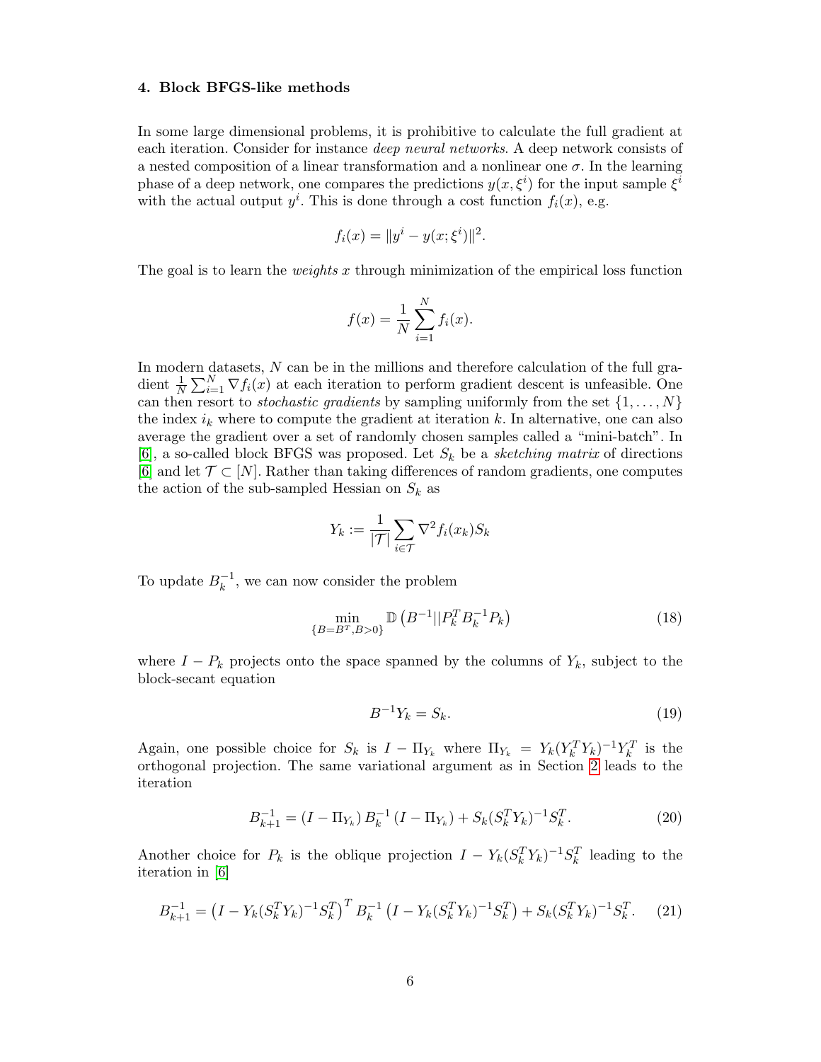## 4. Block BFGS-like methods

In some large dimensional problems, it is prohibitive to calculate the full gradient at each iteration. Consider for instance *deep neural networks*. A deep network consists of a nested composition of a linear transformation and a nonlinear one $\sigma$. In the learning phase of a deep network, one compares the predictions $y(x, \xi^i)$ for the input sample $\xi^i$ with the actual output $y^i$. This is done through a cost function $f_i(x)$, e.g.

$$f_i(x) = \|y^i - y(x; \xi^i)\|^2.$$

The goal is to learn the *weights* $x$ through minimization of the empirical loss function

$$f(x) = \frac{1}{N} \sum_{i=1}^{N} f_i(x).$$

In modern datasets, $N$ can be in the millions and therefore calculation of the full gradient $\frac{1}{N}\sum_{i=1}^{N} \nabla f_i(x)$ at each iteration to perform gradient descent is unfeasible. One can then resort to *stochastic gradients* by sampling uniformly from the set $\{1, \ldots, N\}$ the index $i_k$ where to compute the gradient at iteration $k$. In alternative, one can also average the gradient over a set of randomly chosen samples called a "mini-batch". In [6], a so-called block BFGS was proposed. Let $S_k$ be a *sketching matrix* of directions [6] and let $\mathcal{T} \subset [N]$. Rather than taking differences of random gradients, one computes the action of the sub-sampled Hessian on $S_k$ as

$$Y_k := \frac{1}{|\mathcal{T}|} \sum_{i \in \mathcal{T}} \nabla^2 f_i(x_k) S_k$$

To update $B_k^{-1}$, we can now consider the problem

$$\min_{\{B = B^T, B > 0\}} \mathbb{D}\left(B^{-1} || P_k^T B_k^{-1} P_k\right) \tag{18}$$

where $I - P_k$ projects onto the space spanned by the columns of $Y_k$, subject to the block-secant equation

$$B^{-1} Y_k = S_k. \tag{19}$$

Again, one possible choice for $S_k$ is $I - \Pi_{Y_k}$ where $\Pi_{Y_k} = Y_k (Y_k^T Y_k)^{-1} Y_k^T$ is the orthogonal projection. The same variational argument as in Section 2 leads to the iteration

$$B_{k+1}^{-1} = (I - \Pi_{Y_k})\, B_k^{-1}\, (I - \Pi_{Y_k}) + S_k (S_k^T Y_k)^{-1} S_k^T. \tag{20}$$

Another choice for $P_k$ is the oblique projection $I - Y_k (S_k^T Y_k)^{-1} S_k^T$ leading to the iteration in [6]

$$B_{k+1}^{-1} = \left(I - Y_k (S_k^T Y_k)^{-1} S_k^T\right)^T B_k^{-1} \left(I - Y_k (S_k^T Y_k)^{-1} S_k^T\right) + S_k (S_k^T Y_k)^{-1} S_k^T. \tag{21}$$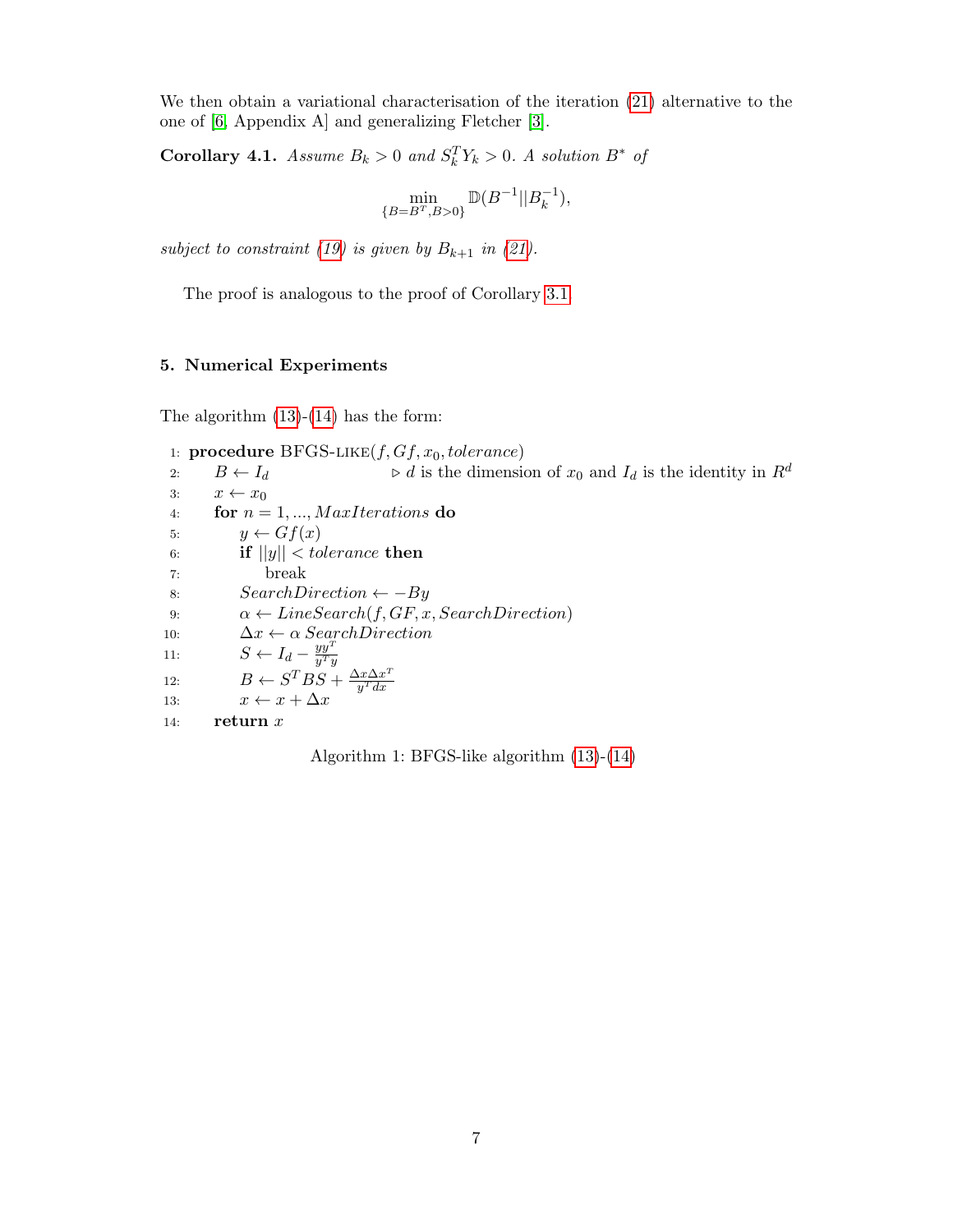We then obtain a variational characterisation of the iteration (21) alternative to the one of [6, Appendix A] and generalizing Fletcher [3].

**Corollary 4.1.** *Assume $B_k > 0$ and $S_k^T Y_k > 0$. A solution $B^*$ of*

$$\min_{\{B=B^T, B>0\}} \mathbb{D}(B^{-1}||B_k^{-1}),$$

*subject to constraint (19) is given by $B_{k+1}$ in (21).*

The proof is analogous to the proof of Corollary 3.1

## 5. Numerical Experiments

The algorithm (13)-(14) has the form:

```
1:  procedure BFGS-LIKE(f, Gf, x_0, tolerance)
2:      B ← I_d                ▷ d is the dimension of x_0 and I_d is the identity in R^d
3:      x ← x_0
4:      for n = 1, ..., MaxIterations do
5:          y ← Gf(x)
6:          if ||y|| < tolerance then
7:              break
8:          SearchDirection ← −By
9:          α ← LineSearch(f, GF, x, SearchDirection)
10:         Δx ← α SearchDirection
11:         S ← I_d − (y y^T)/(y^T y)
12:         B ← S^T B S + (Δx Δx^T)/(y^T dx)
13:         x ← x + Δx
14:     return x
```

Algorithm 1: BFGS-like algorithm (13)-(14)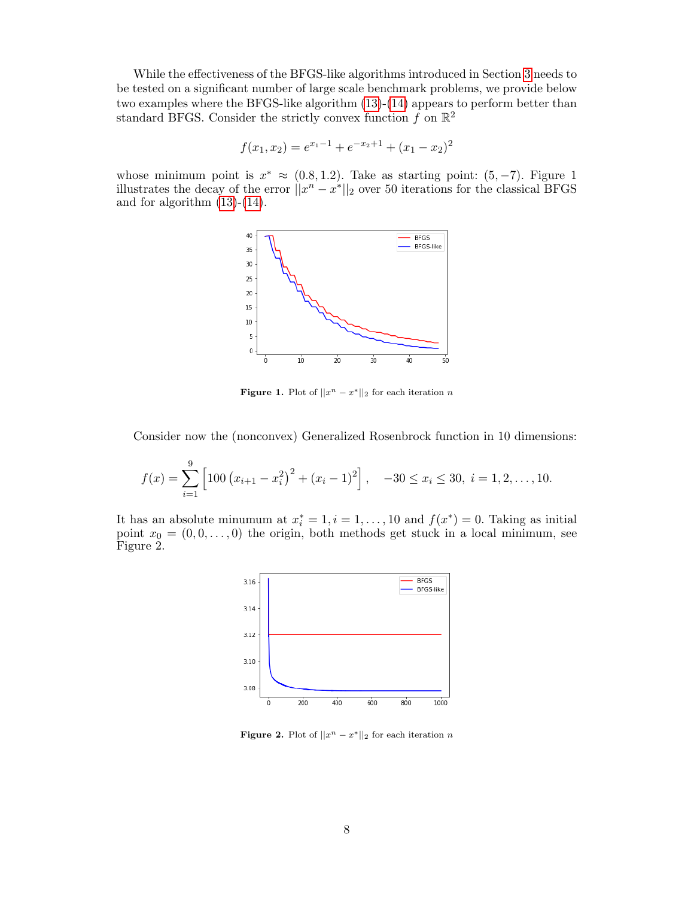While the effectiveness of the BFGS-like algorithms introduced in Section 3 needs to be tested on a significant number of large scale benchmark problems, we provide below two examples where the BFGS-like algorithm (13)-(14) appears to perform better than standard BFGS. Consider the strictly convex function $f$ on $\mathbb{R}^2$

$$f(x_1, x_2) = e^{x_1 - 1} + e^{-x_2 + 1} + (x_1 - x_2)^2$$

whose minimum point is $x^* \approx (0.8, 1.2)$. Take as starting point: $(5, -7)$. Figure 1 illustrates the decay of the error $||x^n - x^*||_2$ over 50 iterations for the classical BFGS and for algorithm (13)-(14).

**Figure 1.** Plot of $||x^n - x^*||_2$ for each iteration $n$

Consider now the (nonconvex) Generalized Rosenbrock function in 10 dimensions:

$$f(x) = \sum_{i=1}^{9} \left[ 100 \left( x_{i+1} - x_i^2 \right)^2 + (x_i - 1)^2 \right], \quad -30 \leq x_i \leq 30, \ i = 1, 2, \ldots, 10.$$

It has an absolute minumum at $x_i^* = 1, i = 1, \ldots, 10$ and $f(x^*) = 0$. Taking as initial point $x_0 = (0, 0, \ldots, 0)$ the origin, both methods get stuck in a local minimum, see Figure 2.

**Figure 2.** Plot of $||x^n - x^*||_2$ for each iteration $n$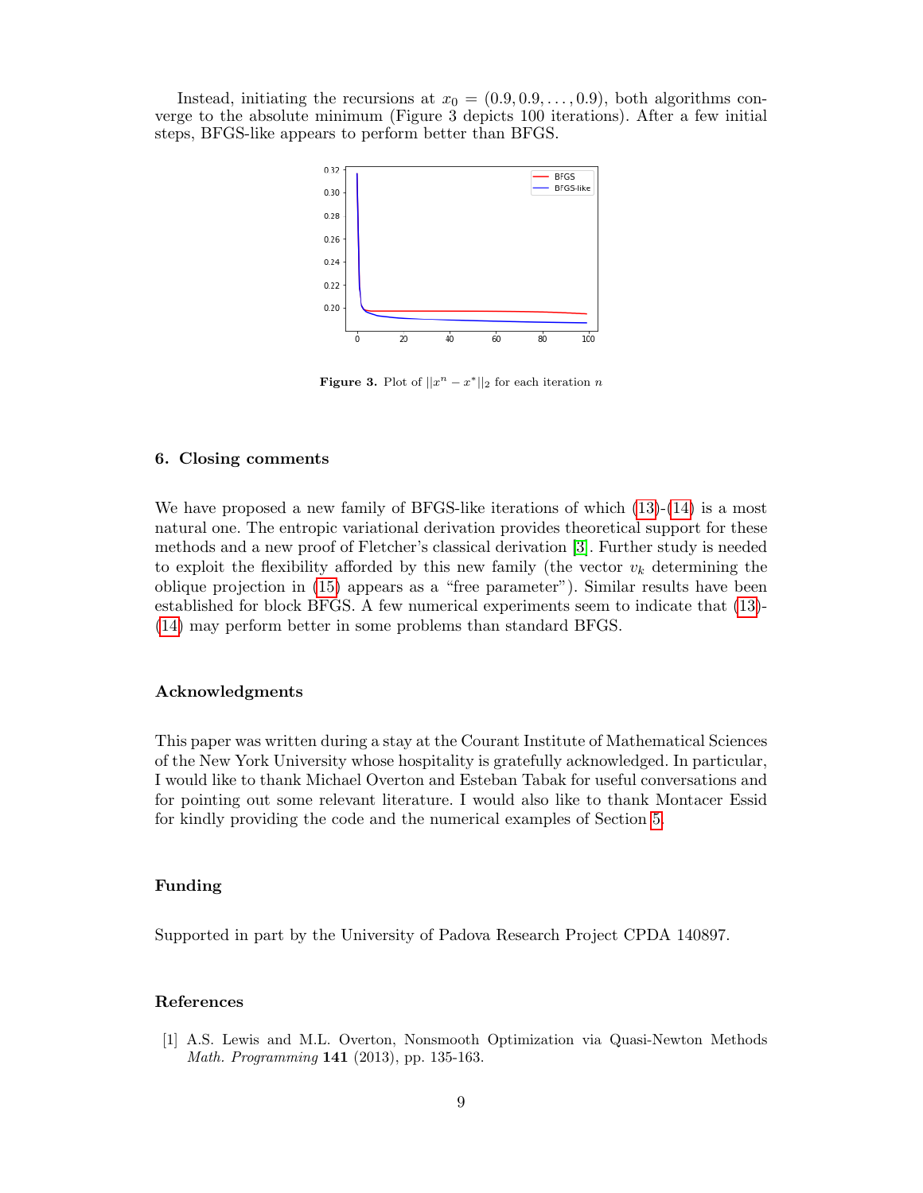Instead, initiating the recursions at $x_0 = (0.9, 0.9, \ldots, 0.9)$, both algorithms converge to the absolute minimum (Figure 3 depicts 100 iterations). After a few initial steps, BFGS-like appears to perform better than BFGS.

**Figure 3.** Plot of $||x^n - x^*||_2$ for each iteration $n$

## 6. Closing comments

We have proposed a new family of BFGS-like iterations of which (13)-(14) is a most natural one. The entropic variational derivation provides theoretical support for these methods and a new proof of Fletcher's classical derivation [3]. Further study is needed to exploit the flexibility afforded by this new family (the vector $v_k$ determining the oblique projection in (15) appears as a "free parameter"). Similar results have been established for block BFGS. A few numerical experiments seem to indicate that (13)-(14) may perform better in some problems than standard BFGS.

## Acknowledgments

This paper was written during a stay at the Courant Institute of Mathematical Sciences of the New York University whose hospitality is gratefully acknowledged. In particular, I would like to thank Michael Overton and Esteban Tabak for useful conversations and for pointing out some relevant literature. I would also like to thank Montacer Essid for kindly providing the code and the numerical examples of Section 5.

## Funding

Supported in part by the University of Padova Research Project CPDA 140897.

## References

[1] A.S. Lewis and M.L. Overton, Nonsmooth Optimization via Quasi-Newton Methods *Math. Programming* **141** (2013), pp. 135-163.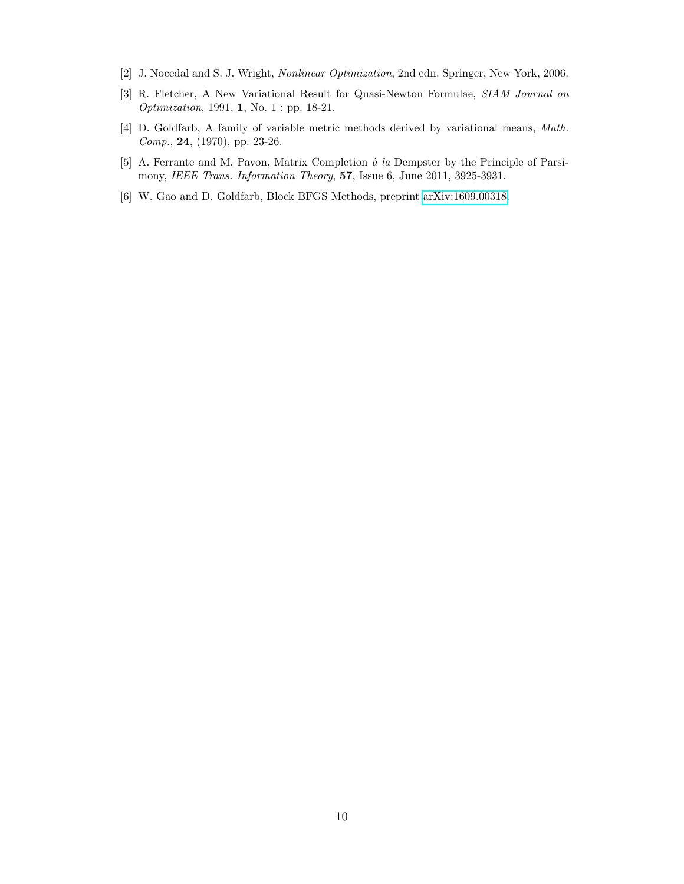[2] J. Nocedal and S. J. Wright, *Nonlinear Optimization*, 2nd edn. Springer, New York, 2006.

[3] R. Fletcher, A New Variational Result for Quasi-Newton Formulae, *SIAM Journal on Optimization*, 1991, **1**, No. 1 : pp. 18-21.

[4] D. Goldfarb, A family of variable metric methods derived by variational means, *Math. Comp.*, **24**, (1970), pp. 23-26.

[5] A. Ferrante and M. Pavon, Matrix Completion *à la* Dempster by the Principle of Parsimony, *IEEE Trans. Information Theory*, **57**, Issue 6, June 2011, 3925-3931.

[6] W. Gao and D. Goldfarb, Block BFGS Methods, preprint arXiv:1609.00318.